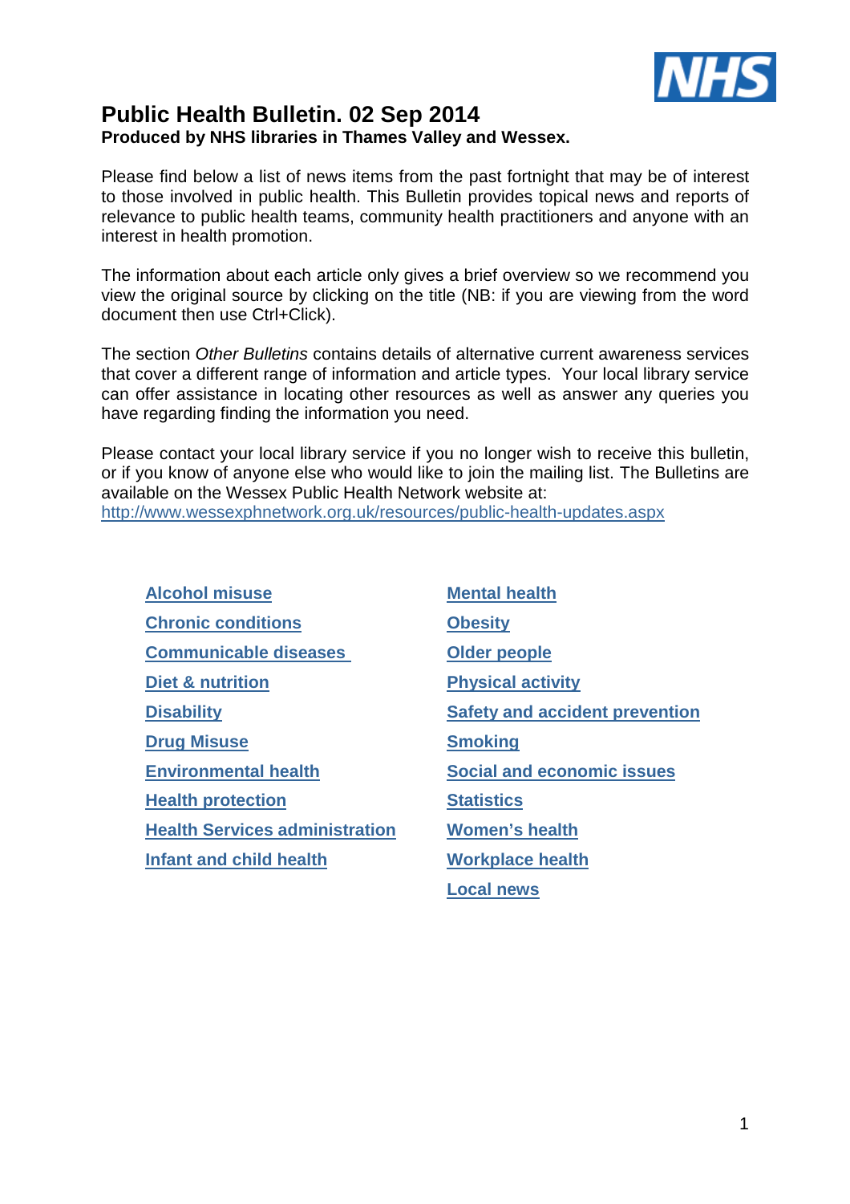# Public Health Bulletin. 02 Sep 2014

**Produced by NHS libraries in Thames Valley and Wessex.**

Please find below a list of news items from the past fortnight that may be of interest to those involved in public health. This Bulletin provides topical news and reports of relevance to public health teams, community health practitioners and anyone with an interest in health promotion.

The information about each article only gives a brief overview so we recommend you view the original source by clicking on the title (NB: if you are viewing from the word document then use Ctrl+Click).

The section *Other Bulletins* contains details of alternative current awareness services that cover a different range of information and article types. Your local library service can offer assistance in locating other resources as well as answer any queries you have regarding finding the information you need.

Please contact your local library service if you no longer wish to receive this bulletin, or if you know of anyone else who would like to join the mailing list. The Bulletins are available on the Wessex Public Health Network website at: http://www.wessexphnetwork.org.uk/resources/public-health-updates.aspx

- **Alcohol misuse**
- **Chronic conditions**
- **Communicable diseases**
- **Diet & nutrition**
- **Disability**
- **Drug Misuse**
- **Environmental health**
- **Health protection**
- **Health Services administration**
- **Infant and child health**
- **Mental health**
- **Obesity**
- **Older people**
- **Physical activity**
- **Safety and accident prevention**
- **Smoking**
- **Social and economic issues**
- **Statistics**
- **Women's health**
- **Workplace health**
- **Local news**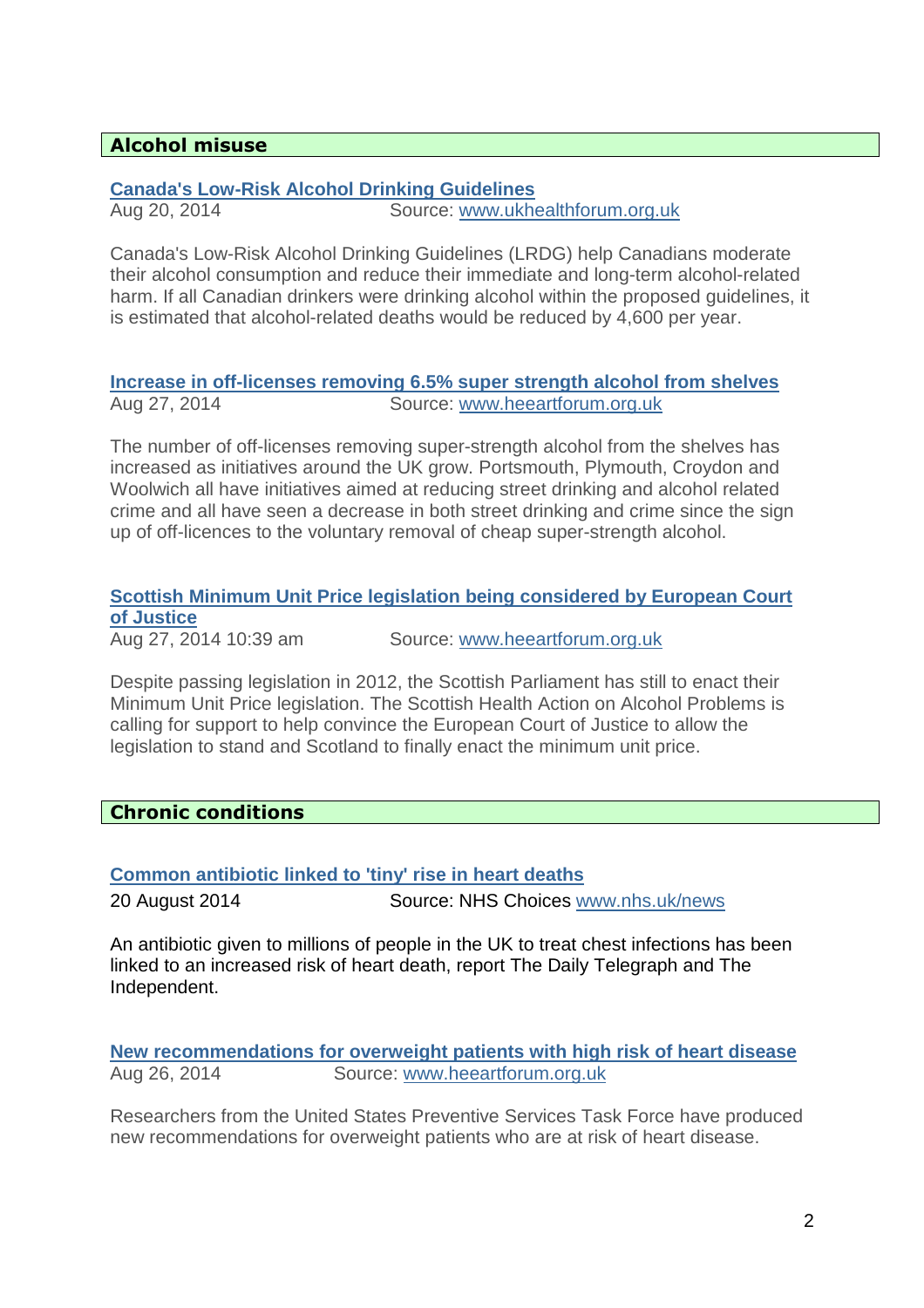## Alcohol misuse

**Canada's Low-Risk Alcohol Drinking Guidelines**
Aug 20, 2014 Source: www.ukhealthforum.org.uk

Canada's Low-Risk Alcohol Drinking Guidelines (LRDG) help Canadians moderate their alcohol consumption and reduce their immediate and long-term alcohol-related harm. If all Canadian drinkers were drinking alcohol within the proposed guidelines, it is estimated that alcohol-related deaths would be reduced by 4,600 per year.

**Increase in off-licenses removing 6.5% super strength alcohol from shelves**
Aug 27, 2014 Source: www.heeartforum.org.uk

The number of off-licenses removing super-strength alcohol from the shelves has increased as initiatives around the UK grow. Portsmouth, Plymouth, Croydon and Woolwich all have initiatives aimed at reducing street drinking and alcohol related crime and all have seen a decrease in both street drinking and crime since the sign up of off-licences to the voluntary removal of cheap super-strength alcohol.

**Scottish Minimum Unit Price legislation being considered by European Court of Justice**
Aug 27, 2014 10:39 am Source: www.heeartforum.org.uk

Despite passing legislation in 2012, the Scottish Parliament has still to enact their Minimum Unit Price legislation. The Scottish Health Action on Alcohol Problems is calling for support to help convince the European Court of Justice to allow the legislation to stand and Scotland to finally enact the minimum unit price.

## Chronic conditions

**Common antibiotic linked to 'tiny' rise in heart deaths**
20 August 2014 Source: NHS Choices www.nhs.uk/news

An antibiotic given to millions of people in the UK to treat chest infections has been linked to an increased risk of heart death, report The Daily Telegraph and The Independent.

**New recommendations for overweight patients with high risk of heart disease**
Aug 26, 2014 Source: www.heeartforum.org.uk

Researchers from the United States Preventive Services Task Force have produced new recommendations for overweight patients who are at risk of heart disease.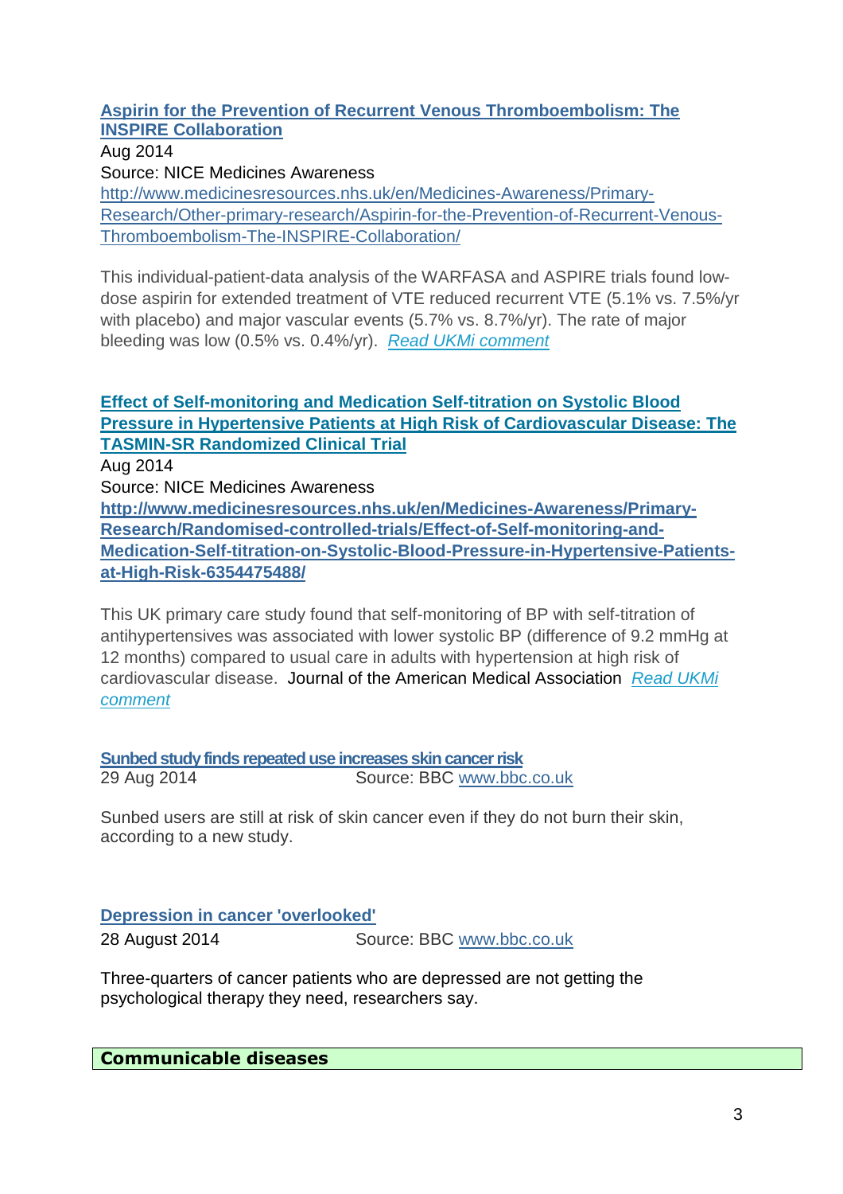**Aspirin for the Prevention of Recurrent Venous Thromboembolism: The INSPIRE Collaboration**

Aug 2014

Source: NICE Medicines Awareness

http://www.medicinesresources.nhs.uk/en/Medicines-Awareness/Primary-Research/Other-primary-research/Aspirin-for-the-Prevention-of-Recurrent-Venous-Thromboembolism-The-INSPIRE-Collaboration/

This individual-patient-data analysis of the WARFASA and ASPIRE trials found low-dose aspirin for extended treatment of VTE reduced recurrent VTE (5.1% vs. 7.5%/yr with placebo) and major vascular events (5.7% vs. 8.7%/yr). The rate of major bleeding was low (0.5% vs. 0.4%/yr). *Read UKMi comment*

**Effect of Self-monitoring and Medication Self-titration on Systolic Blood Pressure in Hypertensive Patients at High Risk of Cardiovascular Disease: The TASMIN-SR Randomized Clinical Trial**

Aug 2014

Source: NICE Medicines Awareness

**http://www.medicinesresources.nhs.uk/en/Medicines-Awareness/Primary-Research/Randomised-controlled-trials/Effect-of-Self-monitoring-and-Medication-Self-titration-on-Systolic-Blood-Pressure-in-Hypertensive-Patients-at-High-Risk-6354475488/**

This UK primary care study found that self-monitoring of BP with self-titration of antihypertensives was associated with lower systolic BP (difference of 9.2 mmHg at 12 months) compared to usual care in adults with hypertension at high risk of cardiovascular disease. Journal of the American Medical Association *Read UKMi comment*

**Sunbed study finds repeated use increases skin cancer risk**

29 Aug 2014 Source: BBC www.bbc.co.uk

Sunbed users are still at risk of skin cancer even if they do not burn their skin, according to a new study.

**Depression in cancer 'overlooked'**

28 August 2014 Source: BBC www.bbc.co.uk

Three-quarters of cancer patients who are depressed are not getting the psychological therapy they need, researchers say.

## Communicable diseases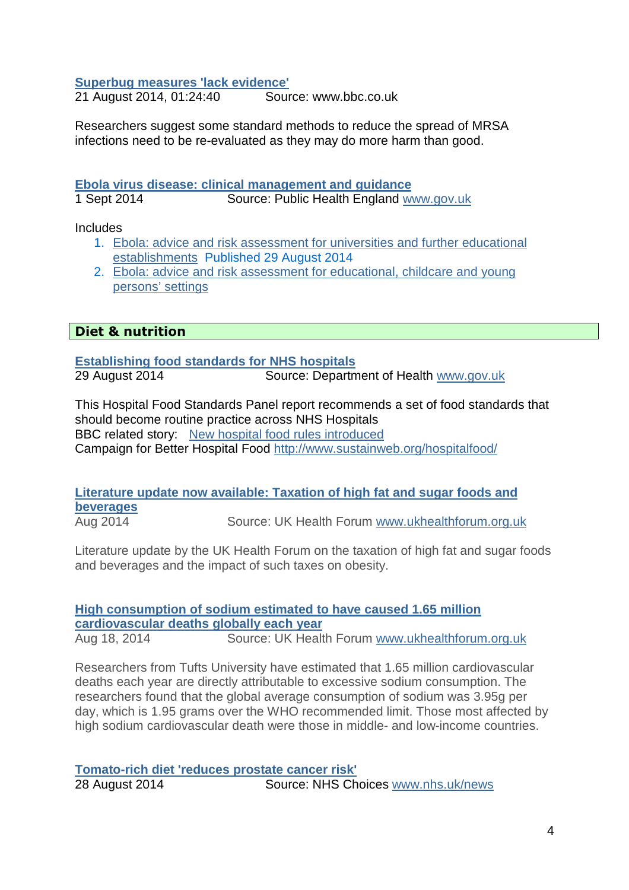**Superbug measures 'lack evidence'**
21 August 2014, 01:24:40 Source: www.bbc.co.uk

Researchers suggest some standard methods to reduce the spread of MRSA infections need to be re-evaluated as they may do more harm than good.

**Ebola virus disease: clinical management and guidance**
1 Sept 2014 Source: Public Health England www.gov.uk

Includes

1. Ebola: advice and risk assessment for universities and further educational establishments Published 29 August 2014
2. Ebola: advice and risk assessment for educational, childcare and young persons' settings

## Diet & nutrition

**Establishing food standards for NHS hospitals**
29 August 2014 Source: Department of Health www.gov.uk

This Hospital Food Standards Panel report recommends a set of food standards that should become routine practice across NHS Hospitals
BBC related story: New hospital food rules introduced
Campaign for Better Hospital Food http://www.sustainweb.org/hospitalfood/

**Literature update now available: Taxation of high fat and sugar foods and beverages**
Aug 2014 Source: UK Health Forum www.ukhealthforum.org.uk

Literature update by the UK Health Forum on the taxation of high fat and sugar foods and beverages and the impact of such taxes on obesity.

**High consumption of sodium estimated to have caused 1.65 million cardiovascular deaths globally each year**
Aug 18, 2014 Source: UK Health Forum www.ukhealthforum.org.uk

Researchers from Tufts University have estimated that 1.65 million cardiovascular deaths each year are directly attributable to excessive sodium consumption. The researchers found that the global average consumption of sodium was 3.95g per day, which is 1.95 grams over the WHO recommended limit. Those most affected by high sodium cardiovascular death were those in middle- and low-income countries.

**Tomato-rich diet 'reduces prostate cancer risk'**
28 August 2014 Source: NHS Choices www.nhs.uk/news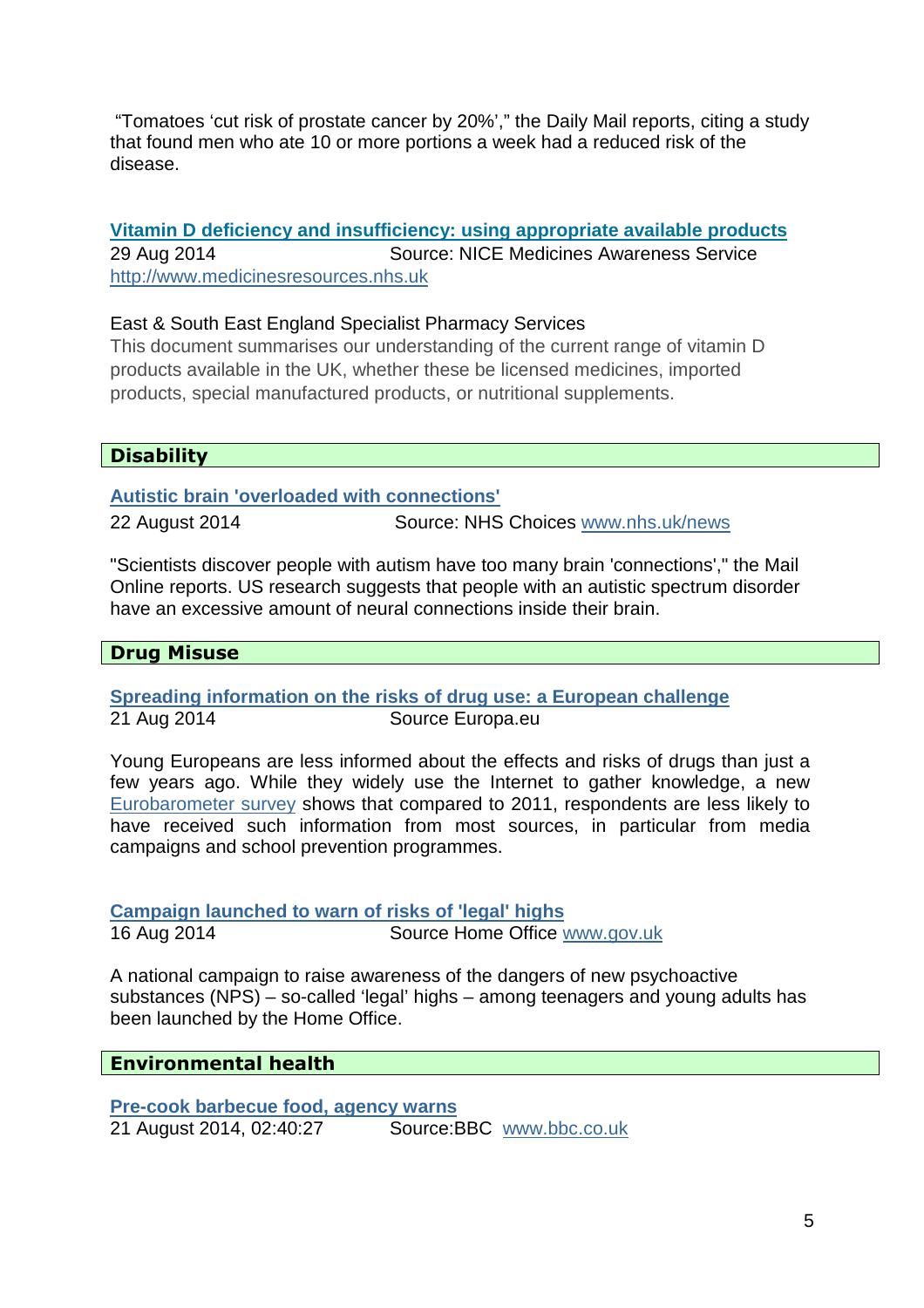"Tomatoes 'cut risk of prostate cancer by 20%'," the Daily Mail reports, citing a study that found men who ate 10 or more portions a week had a reduced risk of the disease.

**Vitamin D deficiency and insufficiency: using appropriate available products**
29 Aug 2014 Source: NICE Medicines Awareness Service
http://www.medicinesresources.nhs.uk

East & South East England Specialist Pharmacy Services
This document summarises our understanding of the current range of vitamin D products available in the UK, whether these be licensed medicines, imported products, special manufactured products, or nutritional supplements.

## Disability

**Autistic brain 'overloaded with connections'**
22 August 2014 Source: NHS Choices www.nhs.uk/news

"Scientists discover people with autism have too many brain 'connections'," the Mail Online reports. US research suggests that people with an autistic spectrum disorder have an excessive amount of neural connections inside their brain.

## Drug Misuse

**Spreading information on the risks of drug use: a European challenge**
21 Aug 2014 Source Europa.eu

Young Europeans are less informed about the effects and risks of drugs than just a few years ago. While they widely use the Internet to gather knowledge, a new Eurobarometer survey shows that compared to 2011, respondents are less likely to have received such information from most sources, in particular from media campaigns and school prevention programmes.

**Campaign launched to warn of risks of 'legal' highs**
16 Aug 2014 Source Home Office www.gov.uk

A national campaign to raise awareness of the dangers of new psychoactive substances (NPS) – so-called 'legal' highs – among teenagers and young adults has been launched by the Home Office.

## Environmental health

**Pre-cook barbecue food, agency warns**
21 August 2014, 02:40:27 Source:BBC www.bbc.co.uk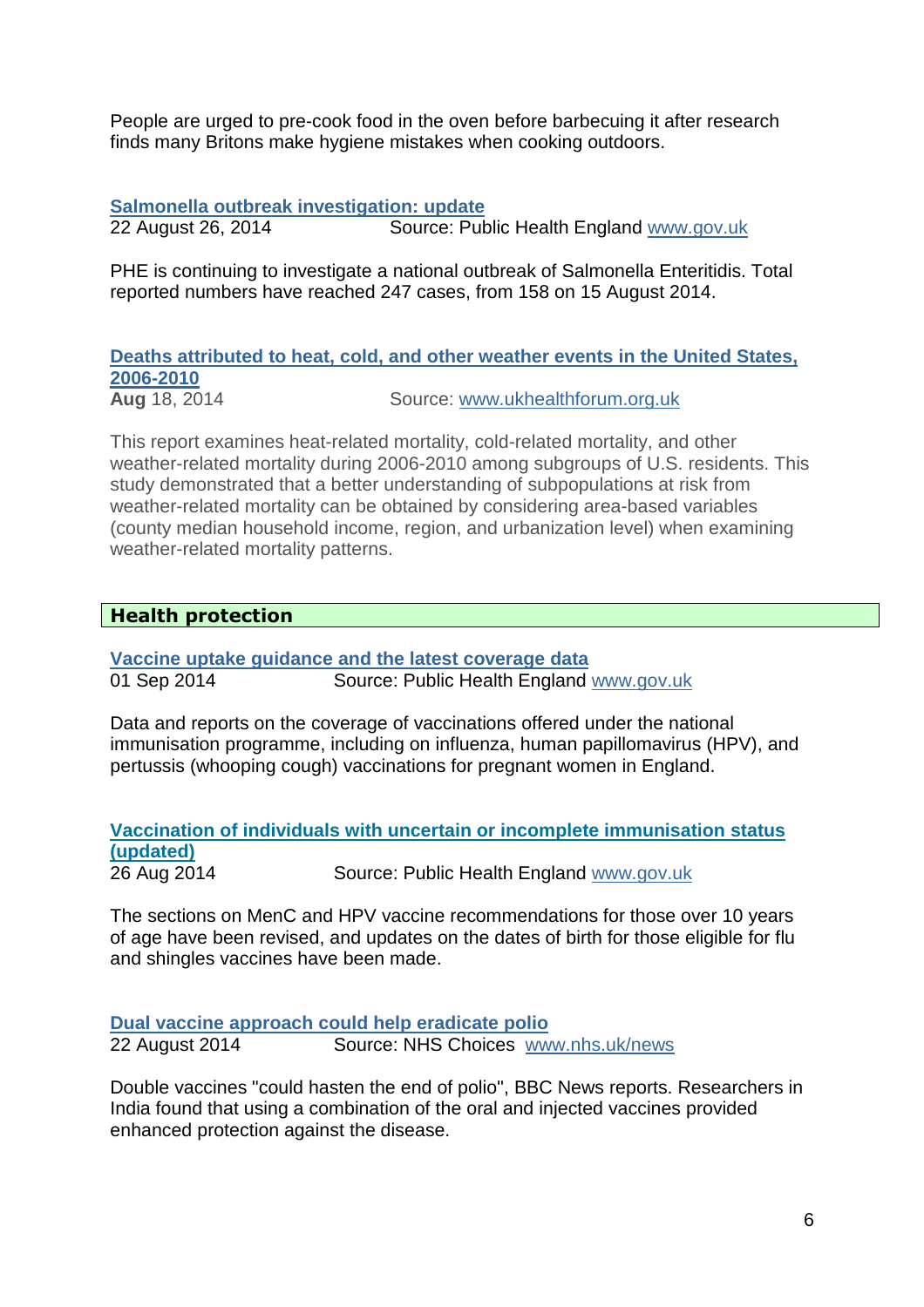People are urged to pre-cook food in the oven before barbecuing it after research finds many Britons make hygiene mistakes when cooking outdoors.

**Salmonella outbreak investigation: update**
22 August 26, 2014 Source: Public Health England www.gov.uk

PHE is continuing to investigate a national outbreak of Salmonella Enteritidis. Total reported numbers have reached 247 cases, from 158 on 15 August 2014.

**Deaths attributed to heat, cold, and other weather events in the United States, 2006-2010**
**Aug** 18, 2014 Source: www.ukhealthforum.org.uk

This report examines heat-related mortality, cold-related mortality, and other weather-related mortality during 2006-2010 among subgroups of U.S. residents. This study demonstrated that a better understanding of subpopulations at risk from weather-related mortality can be obtained by considering area-based variables (county median household income, region, and urbanization level) when examining weather-related mortality patterns.

## Health protection

**Vaccine uptake guidance and the latest coverage data**
01 Sep 2014 Source: Public Health England www.gov.uk

Data and reports on the coverage of vaccinations offered under the national immunisation programme, including on influenza, human papillomavirus (HPV), and pertussis (whooping cough) vaccinations for pregnant women in England.

**Vaccination of individuals with uncertain or incomplete immunisation status (updated)**
26 Aug 2014 Source: Public Health England www.gov.uk

The sections on MenC and HPV vaccine recommendations for those over 10 years of age have been revised, and updates on the dates of birth for those eligible for flu and shingles vaccines have been made.

**Dual vaccine approach could help eradicate polio**
22 August 2014 Source: NHS Choices www.nhs.uk/news

Double vaccines "could hasten the end of polio", BBC News reports. Researchers in India found that using a combination of the oral and injected vaccines provided enhanced protection against the disease.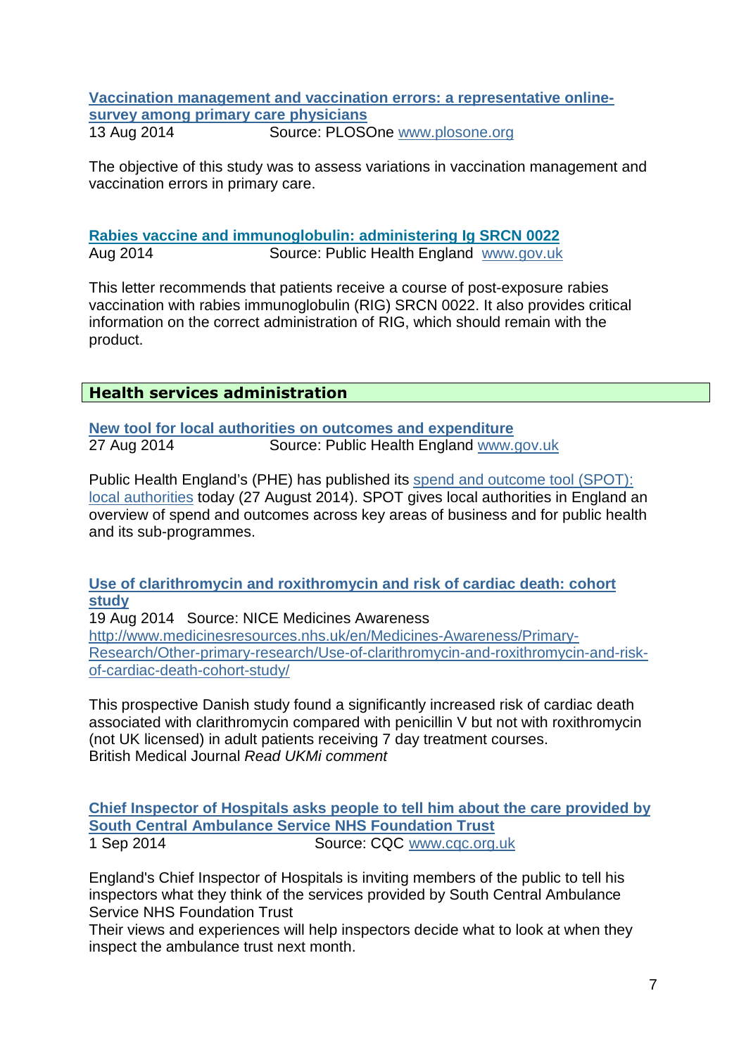**[Vaccination management and vaccination errors: a representative online-survey among primary care physicians](www.plosone.org)**

13 Aug 2014 Source: PLOSOne [www.plosone.org](www.plosone.org)

The objective of this study was to assess variations in vaccination management and vaccination errors in primary care.

**Rabies vaccine and immunoglobulin: administering Ig SRCN 0022**

Aug 2014 Source: Public Health England [www.gov.uk](www.gov.uk)

This letter recommends that patients receive a course of post-exposure rabies vaccination with rabies immunoglobulin (RIG) SRCN 0022. It also provides critical information on the correct administration of RIG, which should remain with the product.

## Health services administration

**New tool for local authorities on outcomes and expenditure**

27 Aug 2014 Source: Public Health England [www.gov.uk](www.gov.uk)

Public Health England's (PHE) has published its spend and outcome tool (SPOT): local authorities today (27 August 2014). SPOT gives local authorities in England an overview of spend and outcomes across key areas of business and for public health and its sub-programmes.

**Use of clarithromycin and roxithromycin and risk of cardiac death: cohort study**

19 Aug 2014 Source: NICE Medicines Awareness
http://www.medicinesresources.nhs.uk/en/Medicines-Awareness/Primary-Research/Other-primary-research/Use-of-clarithromycin-and-roxithromycin-and-risk-of-cardiac-death-cohort-study/

This prospective Danish study found a significantly increased risk of cardiac death associated with clarithromycin compared with penicillin V but not with roxithromycin (not UK licensed) in adult patients receiving 7 day treatment courses.
British Medical Journal *Read UKMi comment*

**Chief Inspector of Hospitals asks people to tell him about the care provided by South Central Ambulance Service NHS Foundation Trust**

1 Sep 2014 Source: CQC [www.cqc.org.uk](www.cqc.org.uk)

England's Chief Inspector of Hospitals is inviting members of the public to tell his inspectors what they think of the services provided by South Central Ambulance Service NHS Foundation Trust
Their views and experiences will help inspectors decide what to look at when they inspect the ambulance trust next month.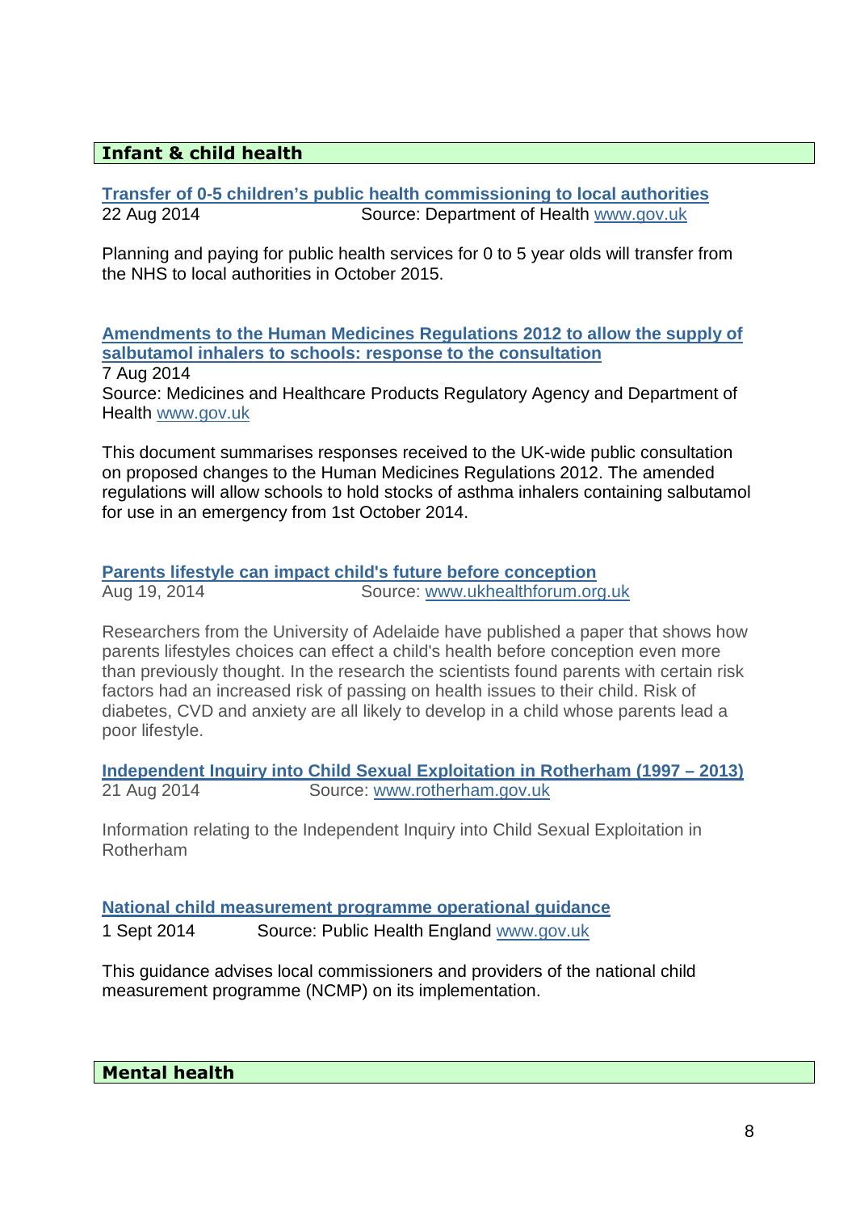## Infant & child health

**Transfer of 0-5 children's public health commissioning to local authorities**
22 Aug 2014 Source: Department of Health www.gov.uk

Planning and paying for public health services for 0 to 5 year olds will transfer from the NHS to local authorities in October 2015.

**Amendments to the Human Medicines Regulations 2012 to allow the supply of salbutamol inhalers to schools: response to the consultation**
7 Aug 2014
Source: Medicines and Healthcare Products Regulatory Agency and Department of Health www.gov.uk

This document summarises responses received to the UK-wide public consultation on proposed changes to the Human Medicines Regulations 2012. The amended regulations will allow schools to hold stocks of asthma inhalers containing salbutamol for use in an emergency from 1st October 2014.

**Parents lifestyle can impact child's future before conception**
Aug 19, 2014 Source: www.ukhealthforum.org.uk

Researchers from the University of Adelaide have published a paper that shows how parents lifestyles choices can effect a child's health before conception even more than previously thought. In the research the scientists found parents with certain risk factors had an increased risk of passing on health issues to their child. Risk of diabetes, CVD and anxiety are all likely to develop in a child whose parents lead a poor lifestyle.

**Independent Inquiry into Child Sexual Exploitation in Rotherham (1997 – 2013)**
21 Aug 2014 Source: www.rotherham.gov.uk

Information relating to the Independent Inquiry into Child Sexual Exploitation in Rotherham

**National child measurement programme operational guidance**
1 Sept 2014 Source: Public Health England www.gov.uk

This guidance advises local commissioners and providers of the national child measurement programme (NCMP) on its implementation.

## Mental health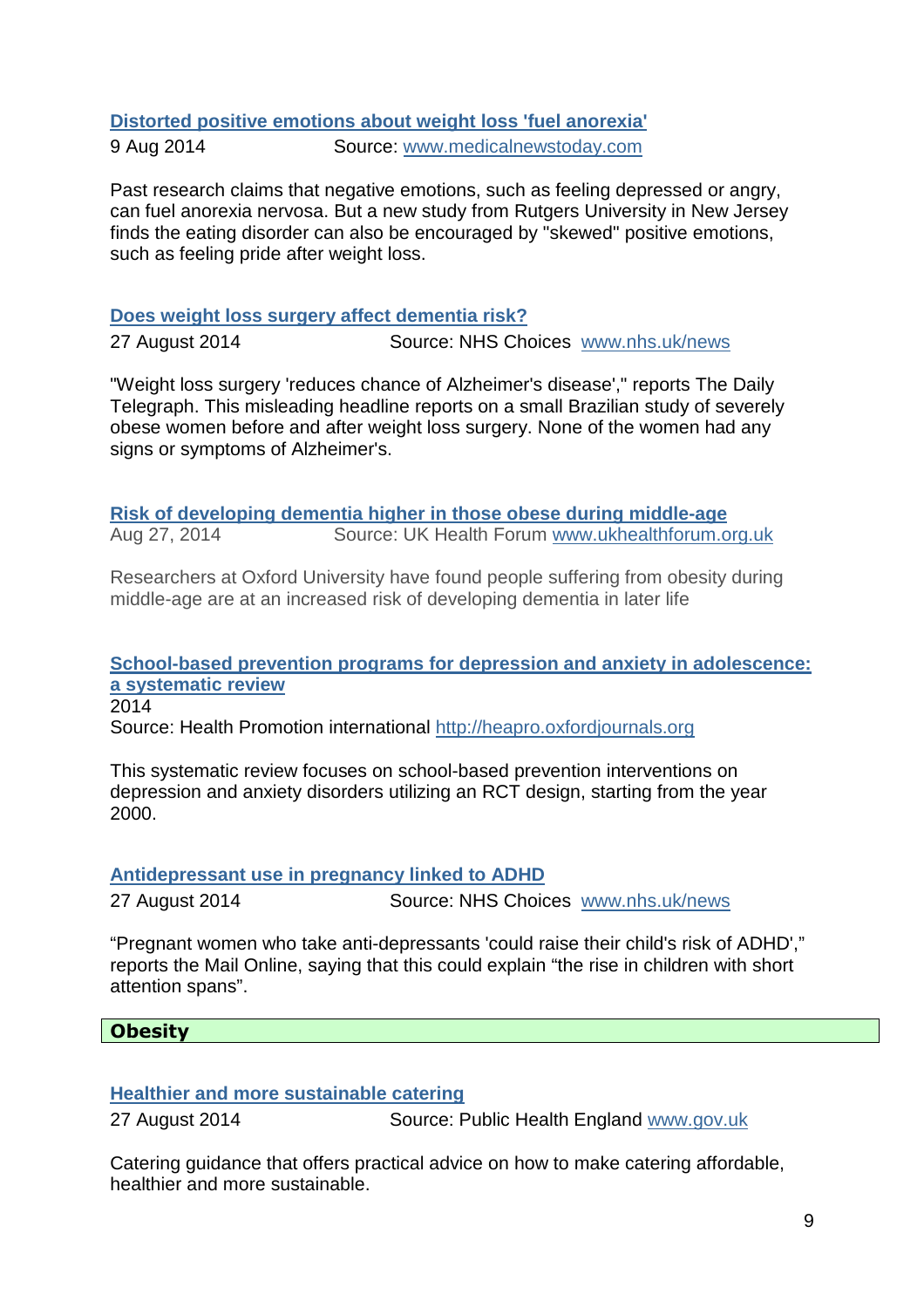**Distorted positive emotions about weight loss 'fuel anorexia'**

9 Aug 2014 Source: www.medicalnewstoday.com

Past research claims that negative emotions, such as feeling depressed or angry, can fuel anorexia nervosa. But a new study from Rutgers University in New Jersey finds the eating disorder can also be encouraged by "skewed" positive emotions, such as feeling pride after weight loss.

**Does weight loss surgery affect dementia risk?**

27 August 2014 Source: NHS Choices www.nhs.uk/news

"Weight loss surgery 'reduces chance of Alzheimer's disease'," reports The Daily Telegraph. This misleading headline reports on a small Brazilian study of severely obese women before and after weight loss surgery. None of the women had any signs or symptoms of Alzheimer's.

**Risk of developing dementia higher in those obese during middle-age**

Aug 27, 2014 Source: UK Health Forum www.ukhealthforum.org.uk

Researchers at Oxford University have found people suffering from obesity during middle-age are at an increased risk of developing dementia in later life

**School-based prevention programs for depression and anxiety in adolescence: a systematic review**

2014

Source: Health Promotion international http://heapro.oxfordjournals.org

This systematic review focuses on school-based prevention interventions on depression and anxiety disorders utilizing an RCT design, starting from the year 2000.

**Antidepressant use in pregnancy linked to ADHD**

27 August 2014 Source: NHS Choices www.nhs.uk/news

"Pregnant women who take anti-depressants 'could raise their child's risk of ADHD'," reports the Mail Online, saying that this could explain "the rise in children with short attention spans".

## Obesity

**Healthier and more sustainable catering**

27 August 2014 Source: Public Health England www.gov.uk

Catering guidance that offers practical advice on how to make catering affordable, healthier and more sustainable.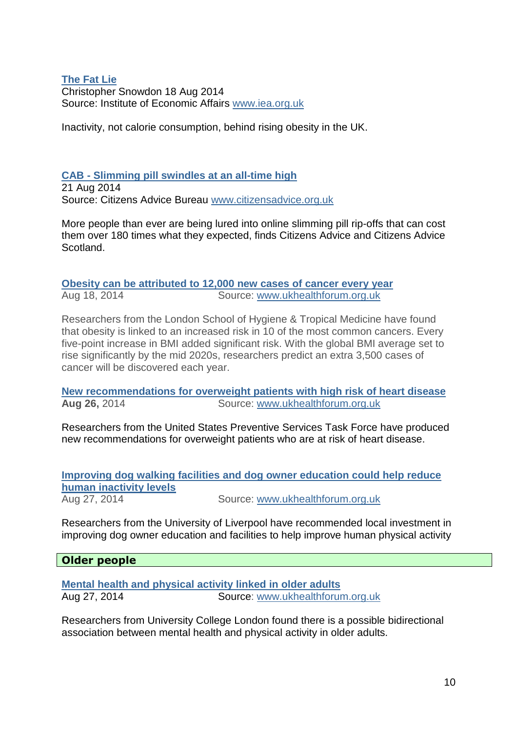**The Fat Lie**
Christopher Snowdon 18 Aug 2014
Source: Institute of Economic Affairs www.iea.org.uk

Inactivity, not calorie consumption, behind rising obesity in the UK.

**CAB - Slimming pill swindles at an all-time high**
21 Aug 2014
Source: Citizens Advice Bureau www.citizensadvice.org.uk

More people than ever are being lured into online slimming pill rip-offs that can cost them over 180 times what they expected, finds Citizens Advice and Citizens Advice Scotland.

**Obesity can be attributed to 12,000 new cases of cancer every year**
Aug 18, 2014 Source: www.ukhealthforum.org.uk

Researchers from the London School of Hygiene & Tropical Medicine have found that obesity is linked to an increased risk in 10 of the most common cancers. Every five-point increase in BMI added significant risk. With the global BMI average set to rise significantly by the mid 2020s, researchers predict an extra 3,500 cases of cancer will be discovered each year.

**New recommendations for overweight patients with high risk of heart disease**
**Aug 26,** 2014 Source: www.ukhealthforum.org.uk

Researchers from the United States Preventive Services Task Force have produced new recommendations for overweight patients who are at risk of heart disease.

**Improving dog walking facilities and dog owner education could help reduce human inactivity levels**
Aug 27, 2014 Source: www.ukhealthforum.org.uk

Researchers from the University of Liverpool have recommended local investment in improving dog owner education and facilities to help improve human physical activity

## Older people

**Mental health and physical activity linked in older adults**
Aug 27, 2014 Source: www.ukhealthforum.org.uk

Researchers from University College London found there is a possible bidirectional association between mental health and physical activity in older adults.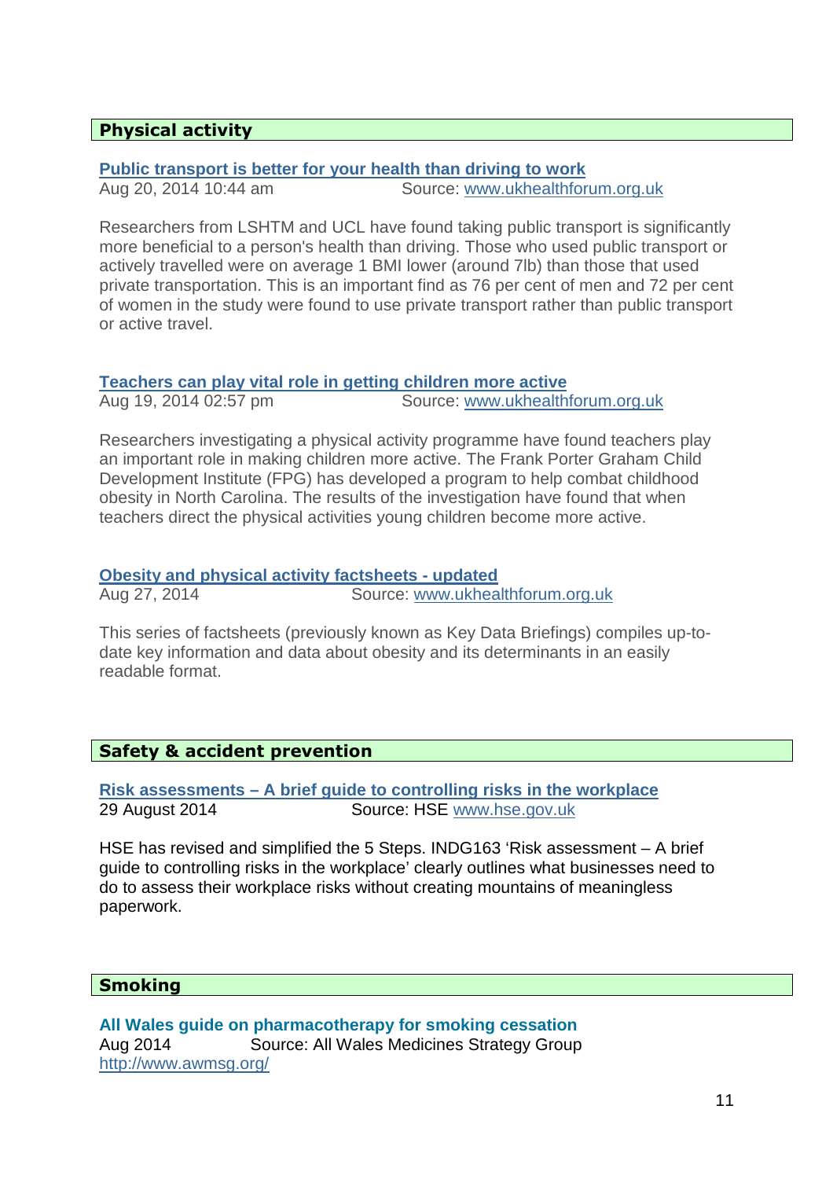## Physical activity

**[Public transport is better for your health than driving to work](#)**
Aug 20, 2014 10:44 am  Source: www.ukhealthforum.org.uk

Researchers from LSHTM and UCL have found taking public transport is significantly more beneficial to a person's health than driving. Those who used public transport or actively travelled were on average 1 BMI lower (around 7lb) than those that used private transportation. This is an important find as 76 per cent of men and 72 per cent of women in the study were found to use private transport rather than public transport or active travel.

**[Teachers can play vital role in getting children more active](#)**
Aug 19, 2014 02:57 pm  Source: www.ukhealthforum.org.uk

Researchers investigating a physical activity programme have found teachers play an important role in making children more active. The Frank Porter Graham Child Development Institute (FPG) has developed a program to help combat childhood obesity in North Carolina. The results of the investigation have found that when teachers direct the physical activities young children become more active.

**[Obesity and physical activity factsheets - updated](#)**
Aug 27, 2014  Source: www.ukhealthforum.org.uk

This series of factsheets (previously known as Key Data Briefings) compiles up-to-date key information and data about obesity and its determinants in an easily readable format.

## Safety & accident prevention

**[Risk assessments – A brief guide to controlling risks in the workplace](#)**
29 August 2014  Source: HSE www.hse.gov.uk

HSE has revised and simplified the 5 Steps. INDG163 'Risk assessment – A brief guide to controlling risks in the workplace' clearly outlines what businesses need to do to assess their workplace risks without creating mountains of meaningless paperwork.

## Smoking

**All Wales guide on pharmacotherapy for smoking cessation**
Aug 2014  Source: All Wales Medicines Strategy Group
http://www.awmsg.org/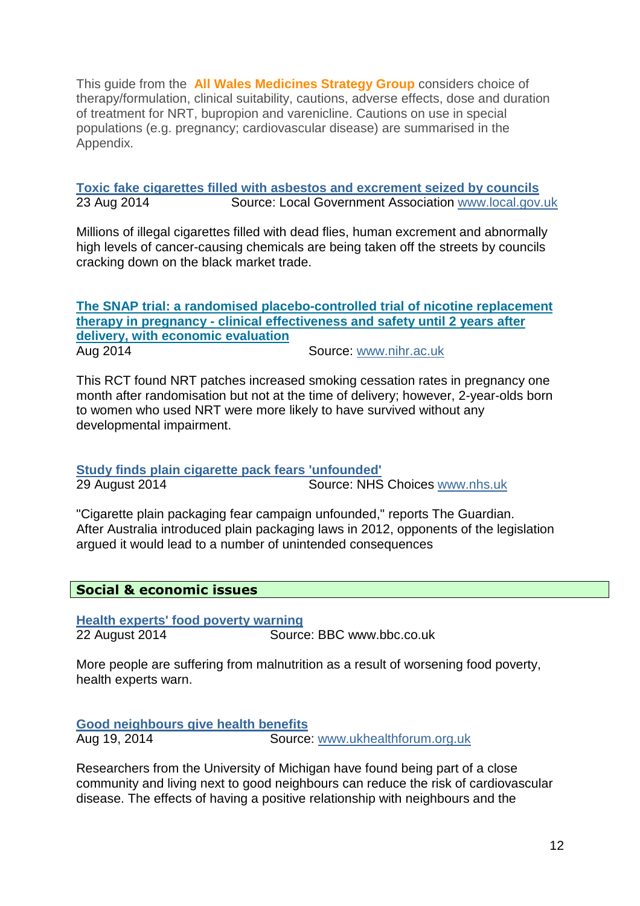This guide from the **All Wales Medicines Strategy Group** considers choice of therapy/formulation, clinical suitability, cautions, adverse effects, dose and duration of treatment for NRT, bupropion and varenicline. Cautions on use in special populations (e.g. pregnancy; cardiovascular disease) are summarised in the Appendix.

**Toxic fake cigarettes filled with asbestos and excrement seized by councils**
23 Aug 2014 Source: Local Government Association www.local.gov.uk

Millions of illegal cigarettes filled with dead flies, human excrement and abnormally high levels of cancer-causing chemicals are being taken off the streets by councils cracking down on the black market trade.

**The SNAP trial: a randomised placebo-controlled trial of nicotine replacement therapy in pregnancy - clinical effectiveness and safety until 2 years after delivery, with economic evaluation**
Aug 2014 Source: www.nihr.ac.uk

This RCT found NRT patches increased smoking cessation rates in pregnancy one month after randomisation but not at the time of delivery; however, 2-year-olds born to women who used NRT were more likely to have survived without any developmental impairment.

**Study finds plain cigarette pack fears 'unfounded'**
29 August 2014 Source: NHS Choices www.nhs.uk

"Cigarette plain packaging fear campaign unfounded," reports The Guardian. After Australia introduced plain packaging laws in 2012, opponents of the legislation argued it would lead to a number of unintended consequences

## Social & economic issues

**Health experts' food poverty warning**
22 August 2014 Source: BBC www.bbc.co.uk

More people are suffering from malnutrition as a result of worsening food poverty, health experts warn.

**Good neighbours give health benefits**
Aug 19, 2014 Source: www.ukhealthforum.org.uk

Researchers from the University of Michigan have found being part of a close community and living next to good neighbours can reduce the risk of cardiovascular disease. The effects of having a positive relationship with neighbours and the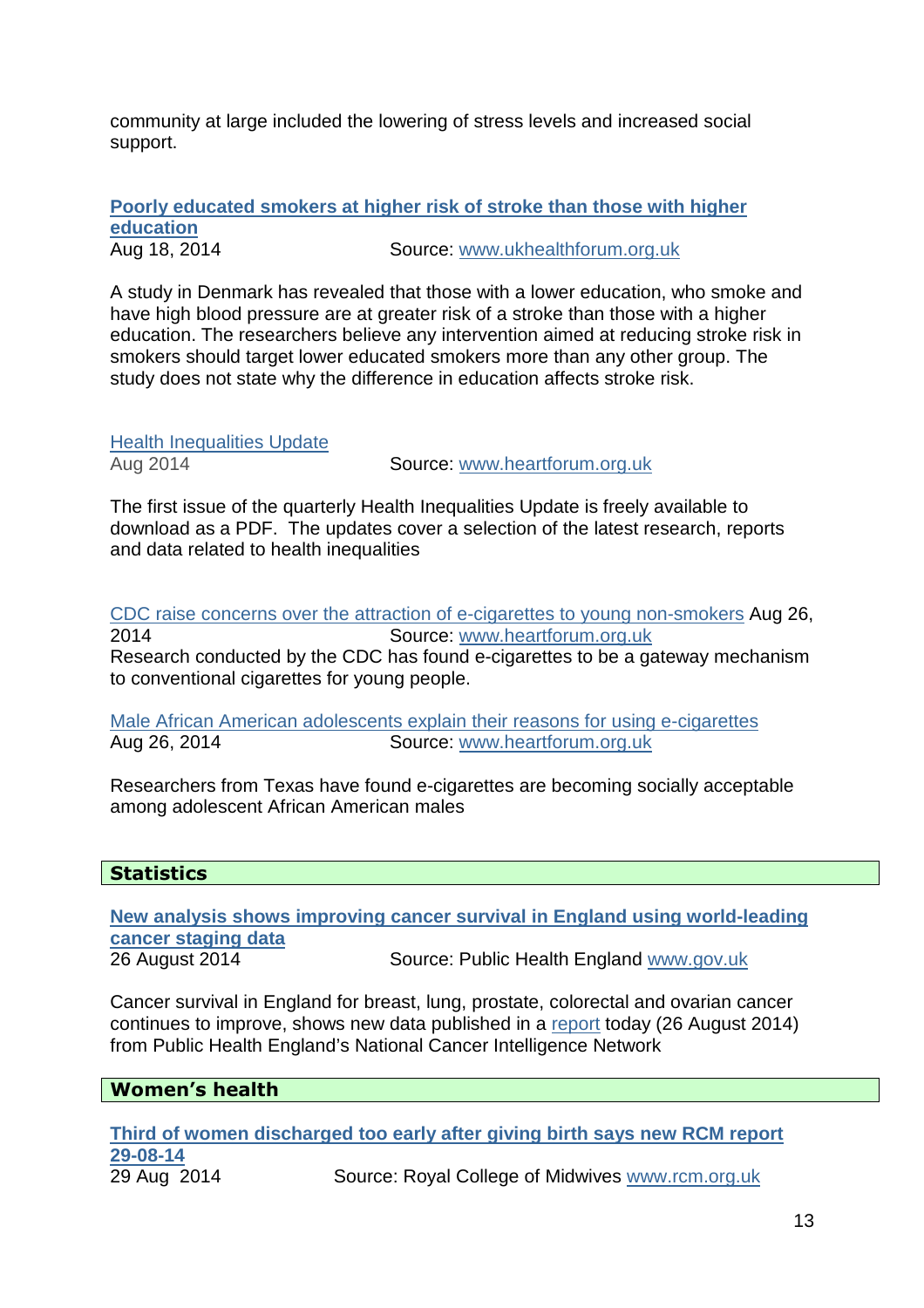community at large included the lowering of stress levels and increased social support.

**Poorly educated smokers at higher risk of stroke than those with higher education**
Aug 18, 2014 Source: www.ukhealthforum.org.uk

A study in Denmark has revealed that those with a lower education, who smoke and have high blood pressure are at greater risk of a stroke than those with a higher education. The researchers believe any intervention aimed at reducing stroke risk in smokers should target lower educated smokers more than any other group. The study does not state why the difference in education affects stroke risk.

Health Inequalities Update
Aug 2014 Source: www.heartforum.org.uk

The first issue of the quarterly Health Inequalities Update is freely available to download as a PDF. The updates cover a selection of the latest research, reports and data related to health inequalities

CDC raise concerns over the attraction of e-cigarettes to young non-smokers Aug 26, 2014 Source: www.heartforum.org.uk
Research conducted by the CDC has found e-cigarettes to be a gateway mechanism to conventional cigarettes for young people.

Male African American adolescents explain their reasons for using e-cigarettes
Aug 26, 2014 Source: www.heartforum.org.uk

Researchers from Texas have found e-cigarettes are becoming socially acceptable among adolescent African American males

## Statistics

**New analysis shows improving cancer survival in England using world-leading cancer staging data**
26 August 2014 Source: Public Health England www.gov.uk

Cancer survival in England for breast, lung, prostate, colorectal and ovarian cancer continues to improve, shows new data published in a report today (26 August 2014) from Public Health England's National Cancer Intelligence Network

## Women's health

**Third of women discharged too early after giving birth says new RCM report 29-08-14**
29 Aug 2014 Source: Royal College of Midwives www.rcm.org.uk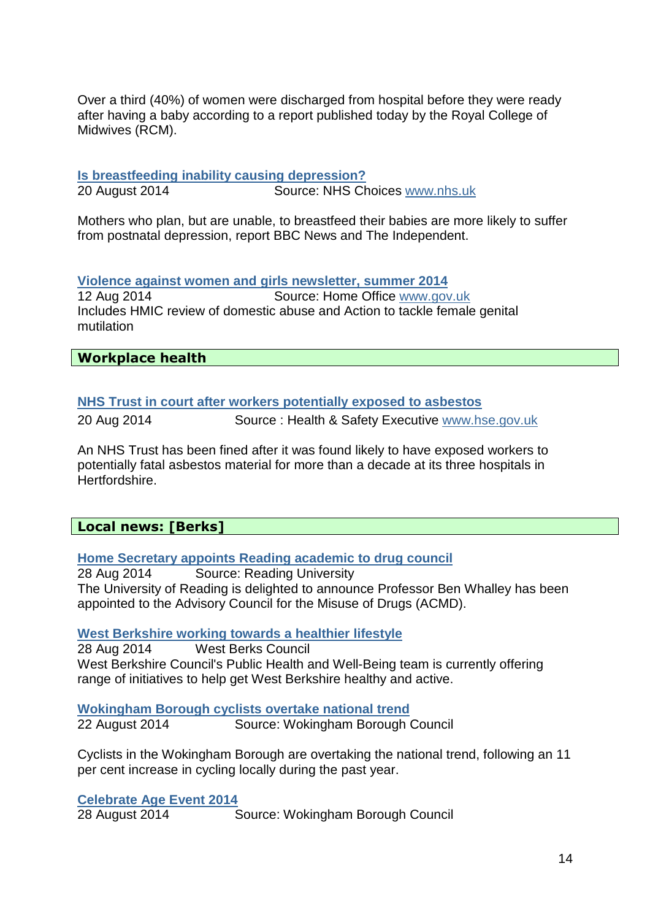Over a third (40%) of women were discharged from hospital before they were ready after having a baby according to a report published today by the Royal College of Midwives (RCM).

**Is breastfeeding inability causing depression?**
20 August 2014 Source: NHS Choices www.nhs.uk

Mothers who plan, but are unable, to breastfeed their babies are more likely to suffer from postnatal depression, report BBC News and The Independent.

**Violence against women and girls newsletter, summer 2014**
12 Aug 2014 Source: Home Office www.gov.uk
Includes HMIC review of domestic abuse and Action to tackle female genital mutilation

## Workplace health

**NHS Trust in court after workers potentially exposed to asbestos**
20 Aug 2014 Source : Health & Safety Executive www.hse.gov.uk

An NHS Trust has been fined after it was found likely to have exposed workers to potentially fatal asbestos material for more than a decade at its three hospitals in Hertfordshire.

## Local news: [Berks]

**Home Secretary appoints Reading academic to drug council**
28 Aug 2014 Source: Reading University
The University of Reading is delighted to announce Professor Ben Whalley has been appointed to the Advisory Council for the Misuse of Drugs (ACMD).

**West Berkshire working towards a healthier lifestyle**
28 Aug 2014 West Berks Council
West Berkshire Council's Public Health and Well-Being team is currently offering range of initiatives to help get West Berkshire healthy and active.

**Wokingham Borough cyclists overtake national trend**
22 August 2014 Source: Wokingham Borough Council

Cyclists in the Wokingham Borough are overtaking the national trend, following an 11 per cent increase in cycling locally during the past year.

**Celebrate Age Event 2014**
28 August 2014 Source: Wokingham Borough Council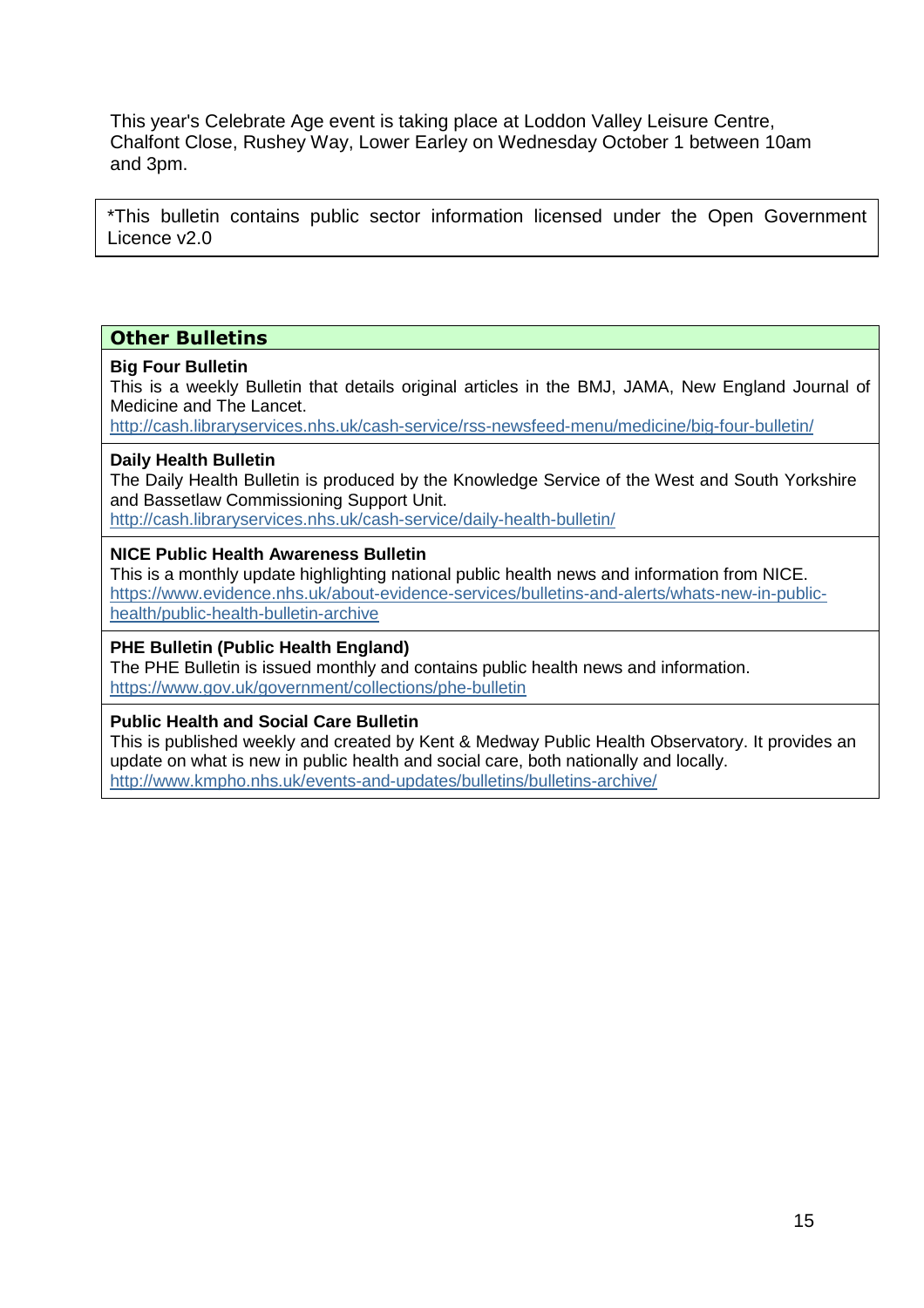This year's Celebrate Age event is taking place at Loddon Valley Leisure Centre, Chalfont Close, Rushey Way, Lower Earley on Wednesday October 1 between 10am and 3pm.

> *This bulletin contains public sector information licensed under the Open Government Licence v2.0

## Other Bulletins

**Big Four Bulletin**
This is a weekly Bulletin that details original articles in the BMJ, JAMA, New England Journal of Medicine and The Lancet.
http://cash.libraryservices.nhs.uk/cash-service/rss-newsfeed-menu/medicine/big-four-bulletin/

**Daily Health Bulletin**
The Daily Health Bulletin is produced by the Knowledge Service of the West and South Yorkshire and Bassetlaw Commissioning Support Unit.
http://cash.libraryservices.nhs.uk/cash-service/daily-health-bulletin/

**NICE Public Health Awareness Bulletin**
This is a monthly update highlighting national public health news and information from NICE.
https://www.evidence.nhs.uk/about-evidence-services/bulletins-and-alerts/whats-new-in-public-health/public-health-bulletin-archive

**PHE Bulletin (Public Health England)**
The PHE Bulletin is issued monthly and contains public health news and information.
https://www.gov.uk/government/collections/phe-bulletin

**Public Health and Social Care Bulletin**
This is published weekly and created by Kent & Medway Public Health Observatory. It provides an update on what is new in public health and social care, both nationally and locally.
http://www.kmpho.nhs.uk/events-and-updates/bulletins/bulletins-archive/